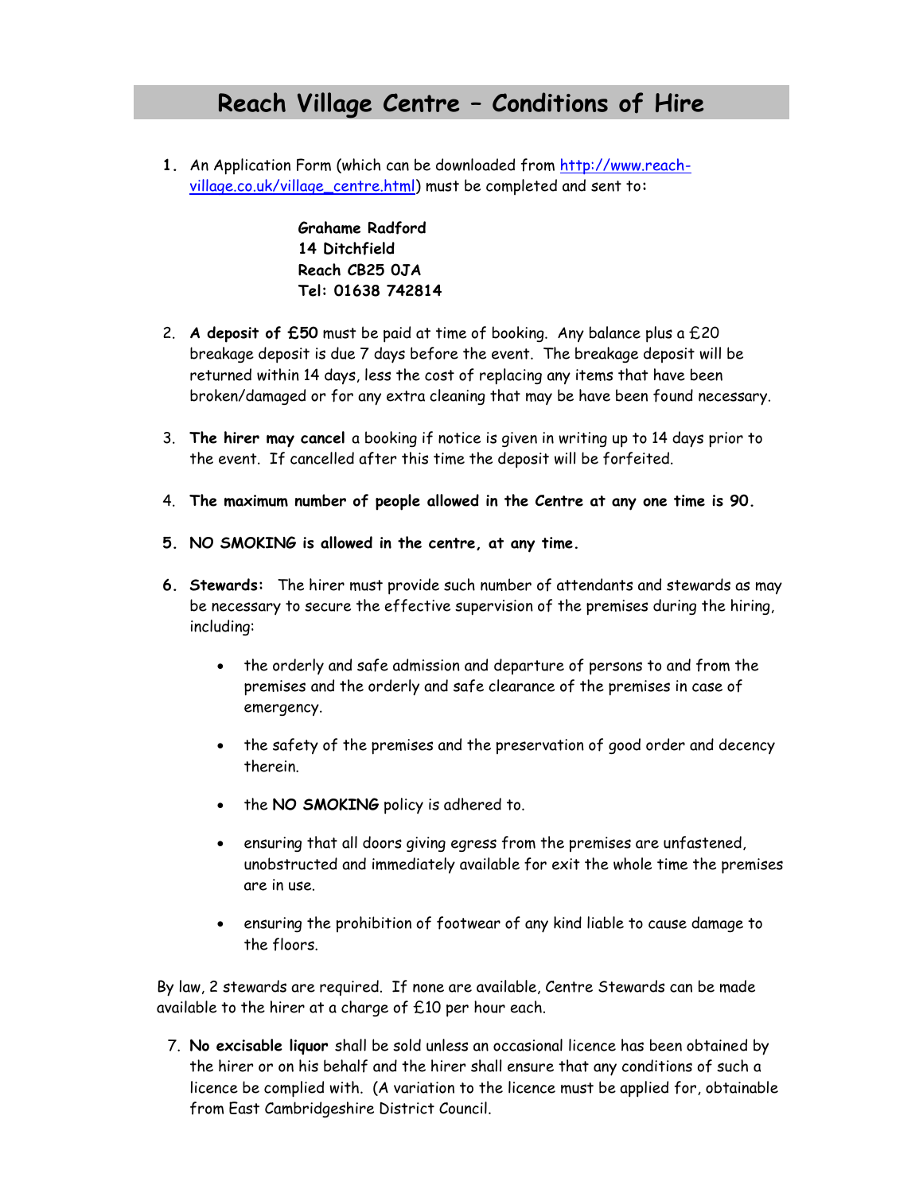# Reach Village Centre – Conditions of Hire

1. An Application Form (which can be downloaded from [http://www.reach-village.co.uk/village_centre.html](http://www.reach-village.co.uk/village_centre.html)) must be completed and sent to:

   **Grahame Radford**
   **14 Ditchfield**
   **Reach CB25 0JA**
   **Tel: 01638 742814**

2. **A deposit of £50** must be paid at time of booking. Any balance plus a £20 breakage deposit is due 7 days before the event. The breakage deposit will be returned within 14 days, less the cost of replacing any items that have been broken/damaged or for any extra cleaning that may be have been found necessary.

3. **The hirer may cancel** a booking if notice is given in writing up to 14 days prior to the event. If cancelled after this time the deposit will be forfeited.

4. **The maximum number of people allowed in the Centre at any one time is 90.**

5. **NO SMOKING is allowed in the centre, at any time.**

6. **Stewards:** The hirer must provide such number of attendants and stewards as may be necessary to secure the effective supervision of the premises during the hiring, including:

   - the orderly and safe admission and departure of persons to and from the premises and the orderly and safe clearance of the premises in case of emergency.
   - the safety of the premises and the preservation of good order and decency therein.
   - the **NO SMOKING** policy is adhered to.
   - ensuring that all doors giving egress from the premises are unfastened, unobstructed and immediately available for exit the whole time the premises are in use.
   - ensuring the prohibition of footwear of any kind liable to cause damage to the floors.

By law, 2 stewards are required. If none are available, Centre Stewards can be made available to the hirer at a charge of £10 per hour each.

7. **No excisable liquor** shall be sold unless an occasional licence has been obtained by the hirer or on his behalf and the hirer shall ensure that any conditions of such a licence be complied with. (A variation to the licence must be applied for, obtainable from East Cambridgeshire District Council.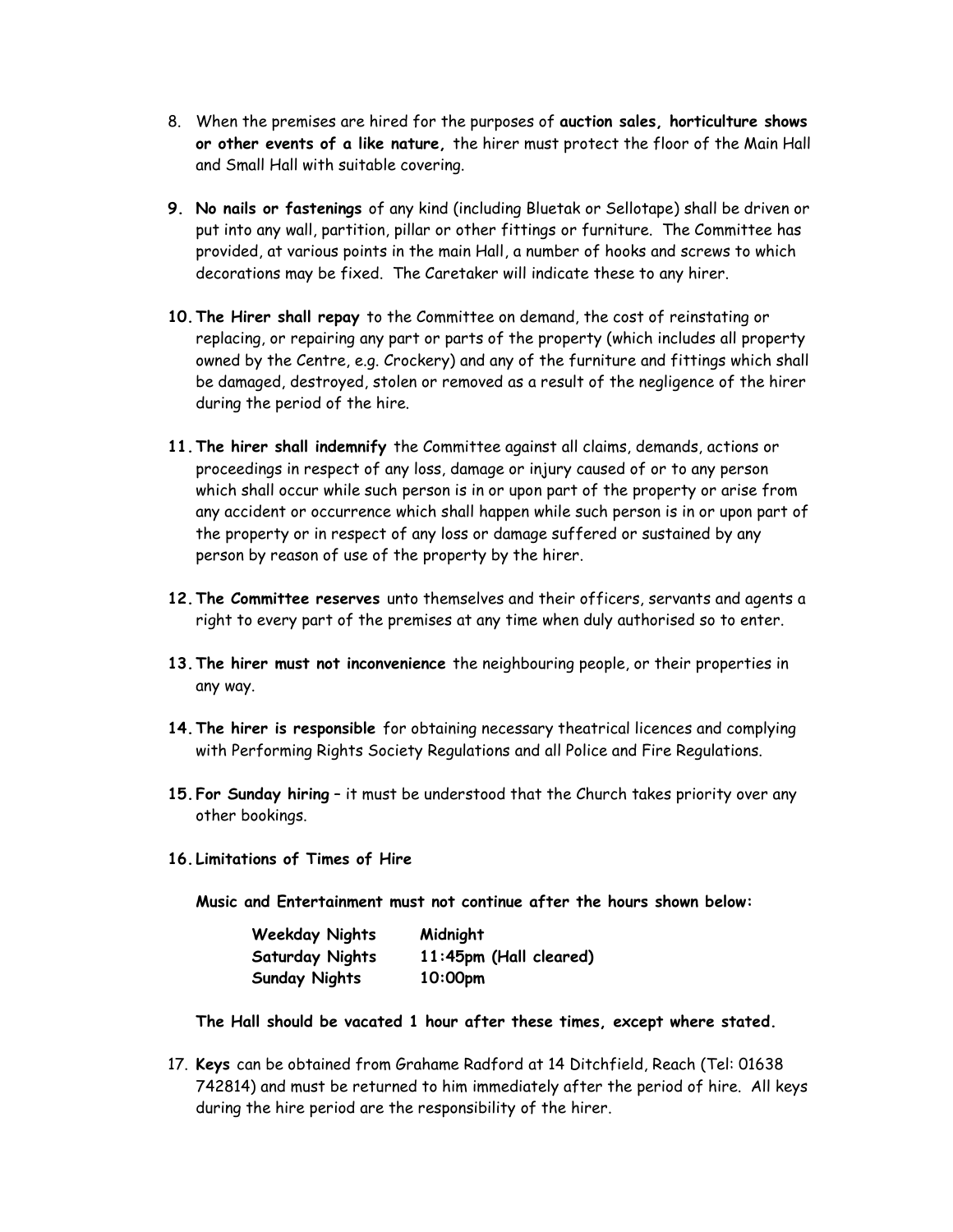8. When the premises are hired for the purposes of **auction sales, horticulture shows or other events of a like nature,** the hirer must protect the floor of the Main Hall and Small Hall with suitable covering.

9. **No nails or fastenings** of any kind (including Bluetak or Sellotape) shall be driven or put into any wall, partition, pillar or other fittings or furniture. The Committee has provided, at various points in the main Hall, a number of hooks and screws to which decorations may be fixed. The Caretaker will indicate these to any hirer.

10. **The Hirer shall repay** to the Committee on demand, the cost of reinstating or replacing, or repairing any part or parts of the property (which includes all property owned by the Centre, e.g. Crockery) and any of the furniture and fittings which shall be damaged, destroyed, stolen or removed as a result of the negligence of the hirer during the period of the hire.

11. **The hirer shall indemnify** the Committee against all claims, demands, actions or proceedings in respect of any loss, damage or injury caused of or to any person which shall occur while such person is in or upon part of the property or arise from any accident or occurrence which shall happen while such person is in or upon part of the property or in respect of any loss or damage suffered or sustained by any person by reason of use of the property by the hirer.

12. **The Committee reserves** unto themselves and their officers, servants and agents a right to every part of the premises at any time when duly authorised so to enter.

13. **The hirer must not inconvenience** the neighbouring people, or their properties in any way.

14. **The hirer is responsible** for obtaining necessary theatrical licences and complying with Performing Rights Society Regulations and all Police and Fire Regulations.

15. **For Sunday hiring** – it must be understood that the Church takes priority over any other bookings.

16. **Limitations of Times of Hire**

    **Music and Entertainment must not continue after the hours shown below:**

    | | |
    |---|---|
    | **Weekday Nights** | **Midnight** |
    | **Saturday Nights** | **11:45pm (Hall cleared)** |
    | **Sunday Nights** | **10:00pm** |

    **The Hall should be vacated 1 hour after these times, except where stated.**

17. **Keys** can be obtained from Grahame Radford at 14 Ditchfield, Reach (Tel: 01638 742814) and must be returned to him immediately after the period of hire. All keys during the hire period are the responsibility of the hirer.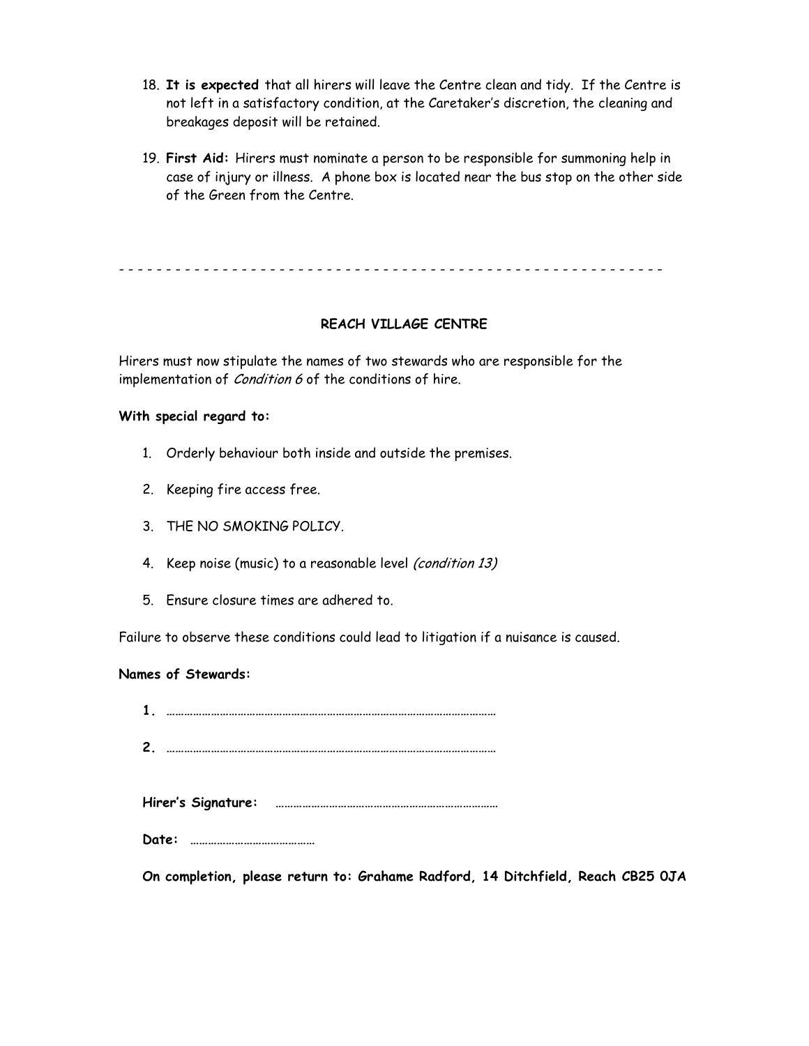18. **It is expected** that all hirers will leave the Centre clean and tidy. If the Centre is not left in a satisfactory condition, at the Caretaker's discretion, the cleaning and breakages deposit will be retained.

19. **First Aid:** Hirers must nominate a person to be responsible for summoning help in case of injury or illness. A phone box is located near the bus stop on the other side of the Green from the Centre.

- - - - - - - - - - - - - - - - - - - - - - - - - - - - - - - - - - - - - - - - - - - - - - - - - - - - - - - - - - -

**REACH VILLAGE CENTRE**

Hirers must now stipulate the names of two stewards who are responsible for the implementation of *Condition 6* of the conditions of hire.

**With special regard to:**

1. Orderly behaviour both inside and outside the premises.
2. Keeping fire access free.
3. THE NO SMOKING POLICY.
4. Keep noise (music) to a reasonable level *(condition 13)*
5. Ensure closure times are adhered to.

Failure to observe these conditions could lead to litigation if a nuisance is caused.

**Names of Stewards:**

**1.** ……………………………………………………………………………………………

**2.** ……………………………………………………………………………………………

**Hirer's Signature:** ……………………………………………………………………

**Date:** ……………………………………

**On completion, please return to: Grahame Radford, 14 Ditchfield, Reach CB25 0JA**